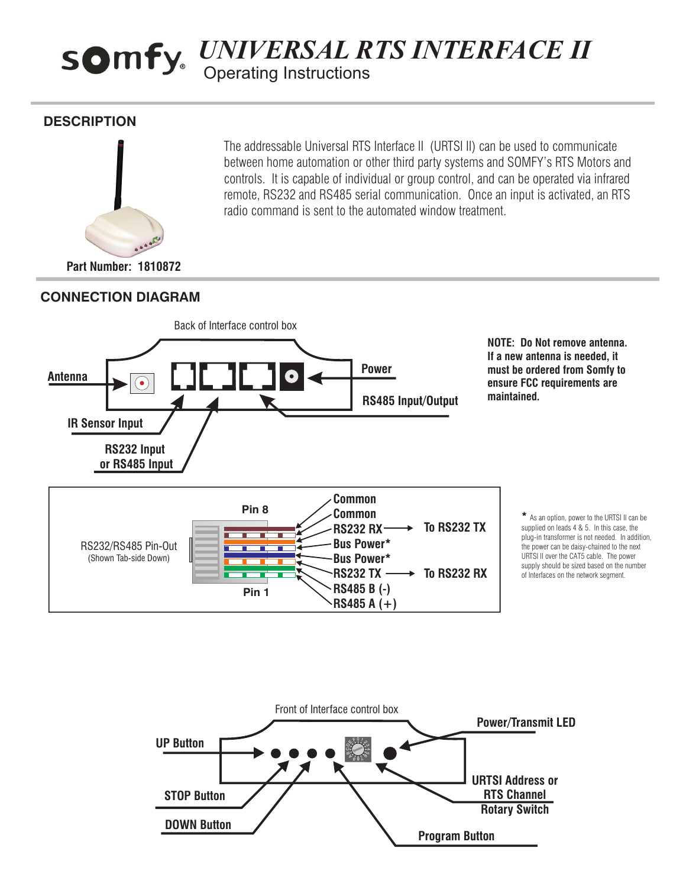# somfy® UNIVERSAL RTS INTERFACE II

Operating Instructions

## DESCRIPTION

The addressable Universal RTS Interface II (URTSI II) can be used to communicate between home automation or other third party systems and SOMFY's RTS Motors and controls. It is capable of individual or group control, and can be operated via infrared remote, RS232 and RS485 serial communication. Once an input is activated, an RTS radio command is sent to the automated window treatment.

**Part Number: 1810872**

## CONNECTION DIAGRAM

Back of Interface control box

- **Antenna**
- **IR Sensor Input**
- **RS232 Input or RS485 Input**
- **RS485 Input/Output**
- **Power**

**NOTE: Do Not remove antenna. If a new antenna is needed, it must be ordered from Somfy to ensure FCC requirements are maintained.**

RS232/RS485 Pin-Out (Shown Tab-side Down)

| Pin | Function | |
|---|---|---|
| Pin 8 | Common | |
| | Common | |
| | RS232 RX | To RS232 TX |
| | Bus Power* | |
| | Bus Power* | |
| | RS232 TX | To RS232 RX |
| | RS485 B (-) | |
| Pin 1 | RS485 A (+) | |

\* As an option, power to the URTSI II can be supplied on leads 4 & 5. In this case, the plug-in transformer is not needed. In addition, the power can be daisy-chained to the next URTSI II over the CAT5 cable. The power supply should be sized based on the number of Interfaces on the network segment.

Front of Interface control box

- **UP Button**
- **STOP Button**
- **DOWN Button**
- **Program Button**
- **URTSI Address or RTS Channel Rotary Switch**
- **Power/Transmit LED**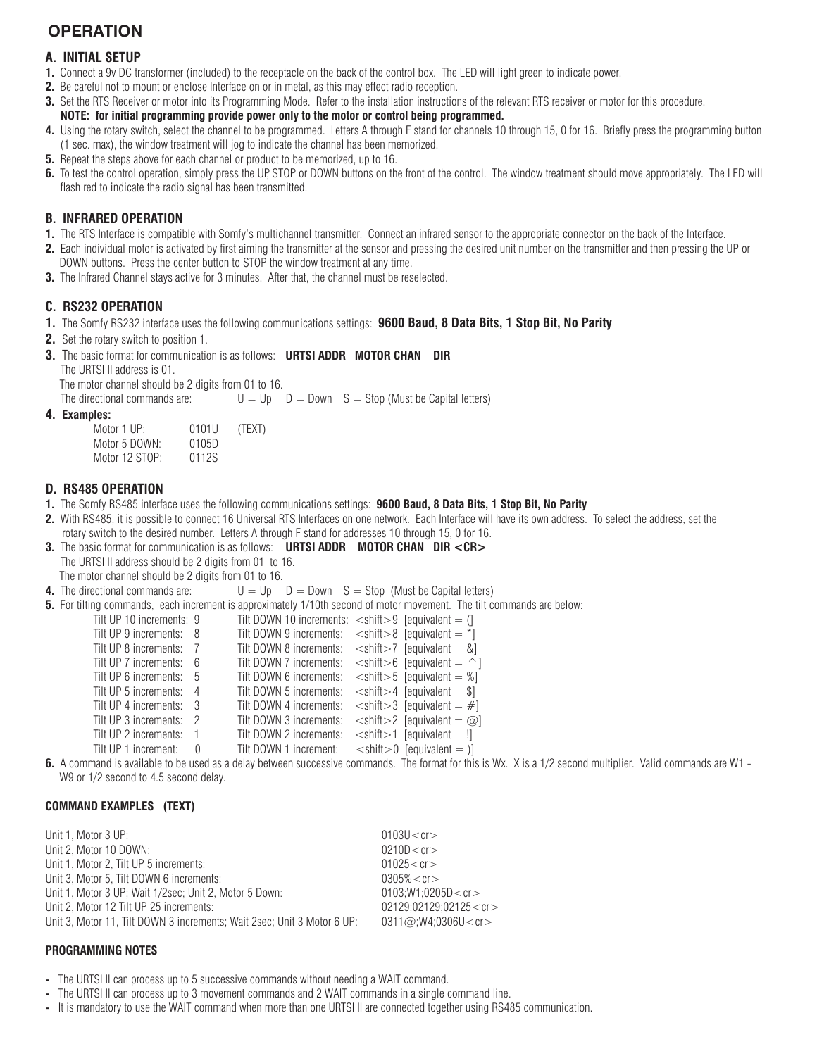# OPERATION

## A. INITIAL SETUP

1. Connect a 9v DC transformer (included) to the receptacle on the back of the control box. The LED will light green to indicate power.
2. Be careful not to mount or enclose Interface on or in metal, as this may effect radio reception.
3. Set the RTS Receiver or motor into its Programming Mode. Refer to the installation instructions of the relevant RTS receiver or motor for this procedure.
   **NOTE: for initial programming provide power only to the motor or control being programmed.**
4. Using the rotary switch, select the channel to be programmed. Letters A through F stand for channels 10 through 15, 0 for 16. Briefly press the programming button (1 sec. max), the window treatment will jog to indicate the channel has been memorized.
5. Repeat the steps above for each channel or product to be memorized, up to 16.
6. To test the control operation, simply press the UP, STOP or DOWN buttons on the front of the control. The window treatment should move appropriately. The LED will flash red to indicate the radio signal has been transmitted.

## B. INFRARED OPERATION

1. The RTS Interface is compatible with Somfy's multichannel transmitter. Connect an infrared sensor to the appropriate connector on the back of the Interface.
2. Each individual motor is activated by first aiming the transmitter at the sensor and pressing the desired unit number on the transmitter and then pressing the UP or DOWN buttons. Press the center button to STOP the window treatment at any time.
3. The Infrared Channel stays active for 3 minutes. After that, the channel must be reselected.

## C. RS232 OPERATION

1. The Somfy RS232 interface uses the following communications settings: **9600 Baud, 8 Data Bits, 1 Stop Bit, No Parity**
2. Set the rotary switch to position 1.
3. The basic format for communication is as follows: **URTSI ADDR MOTOR CHAN DIR**
   The URTSI II address is 01.
   The motor channel should be 2 digits from 01 to 16.
   The directional commands are: U = Up D = Down S = Stop (Must be Capital letters)
4. **Examples:**

| | | |
|---|---|---|
| Motor 1 UP: | 0101U | (TEXT) |
| Motor 5 DOWN: | 0105D | |
| Motor 12 STOP: | 0112S | |

## D. RS485 OPERATION

1. The Somfy RS485 interface uses the following communications settings: **9600 Baud, 8 Data Bits, 1 Stop Bit, No Parity**
2. With RS485, it is possible to connect 16 Universal RTS Interfaces on one network. Each Interface will have its own address. To select the address, set the rotary switch to the desired number. Letters A through F stand for addresses 10 through 15, 0 for 16.
3. The basic format for communication is as follows: **URTSI ADDR MOTOR CHAN DIR <CR>**
   The URTSI II address should be 2 digits from 01 to 16.
   The motor channel should be 2 digits from 01 to 16.
4. The directional commands are: U = Up D = Down S = Stop (Must be Capital letters)
5. For tilting commands, each increment is approximately 1/10th second of motor movement. The tilt commands are below:

| Tilt UP | | Tilt DOWN | |
|---|---|---|---|
| Tilt UP 10 increments: | 9 | Tilt DOWN 10 increments: | <shift>9 [equivalent = (] |
| Tilt UP 9 increments: | 8 | Tilt DOWN 9 increments: | <shift>8 [equivalent = *] |
| Tilt UP 8 increments: | 7 | Tilt DOWN 8 increments: | <shift>7 [equivalent = &] |
| Tilt UP 7 increments: | 6 | Tilt DOWN 7 increments: | <shift>6 [equivalent = ^] |
| Tilt UP 6 increments: | 5 | Tilt DOWN 6 increments: | <shift>5 [equivalent = %] |
| Tilt UP 5 increments: | 4 | Tilt DOWN 5 increments: | <shift>4 [equivalent = $] |
| Tilt UP 4 increments: | 3 | Tilt DOWN 4 increments: | <shift>3 [equivalent = #] |
| Tilt UP 3 increments: | 2 | Tilt DOWN 3 increments: | <shift>2 [equivalent = @] |
| Tilt UP 2 increments: | 1 | Tilt DOWN 2 increments: | <shift>1 [equivalent = !] |
| Tilt UP 1 increment: | 0 | Tilt DOWN 1 increment: | <shift>0 [equivalent = )] |

6. A command is available to be used as a delay between successive commands. The format for this is Wx. X is a 1/2 second multiplier. Valid commands are W1 - W9 or 1/2 second to 4.5 second delay.

### COMMAND EXAMPLES (TEXT)

| | |
|---|---|
| Unit 1, Motor 3 UP: | 0103U<cr> |
| Unit 2, Motor 10 DOWN: | 0210D<cr> |
| Unit 1, Motor 2, Tilt UP 5 increments: | 01025<cr> |
| Unit 3, Motor 5, Tilt DOWN 6 increments: | 0305%<cr> |
| Unit 1, Motor 3 UP; Wait 1/2sec; Unit 2, Motor 5 Down: | 0103;W1;0205D<cr> |
| Unit 2, Motor 12 Tilt UP 25 increments: | 02129;02129;02125<cr> |
| Unit 3, Motor 11, Tilt DOWN 3 increments; Wait 2sec; Unit 3 Motor 6 UP: | 0311@;W4;0306U<cr> |

### PROGRAMMING NOTES

- The URTSI II can process up to 5 successive commands without needing a WAIT command.
- The URTSI II can process up to 3 movement commands and 2 WAIT commands in a single command line.
- It is mandatory to use the WAIT command when more than one URTSI II are connected together using RS485 communication.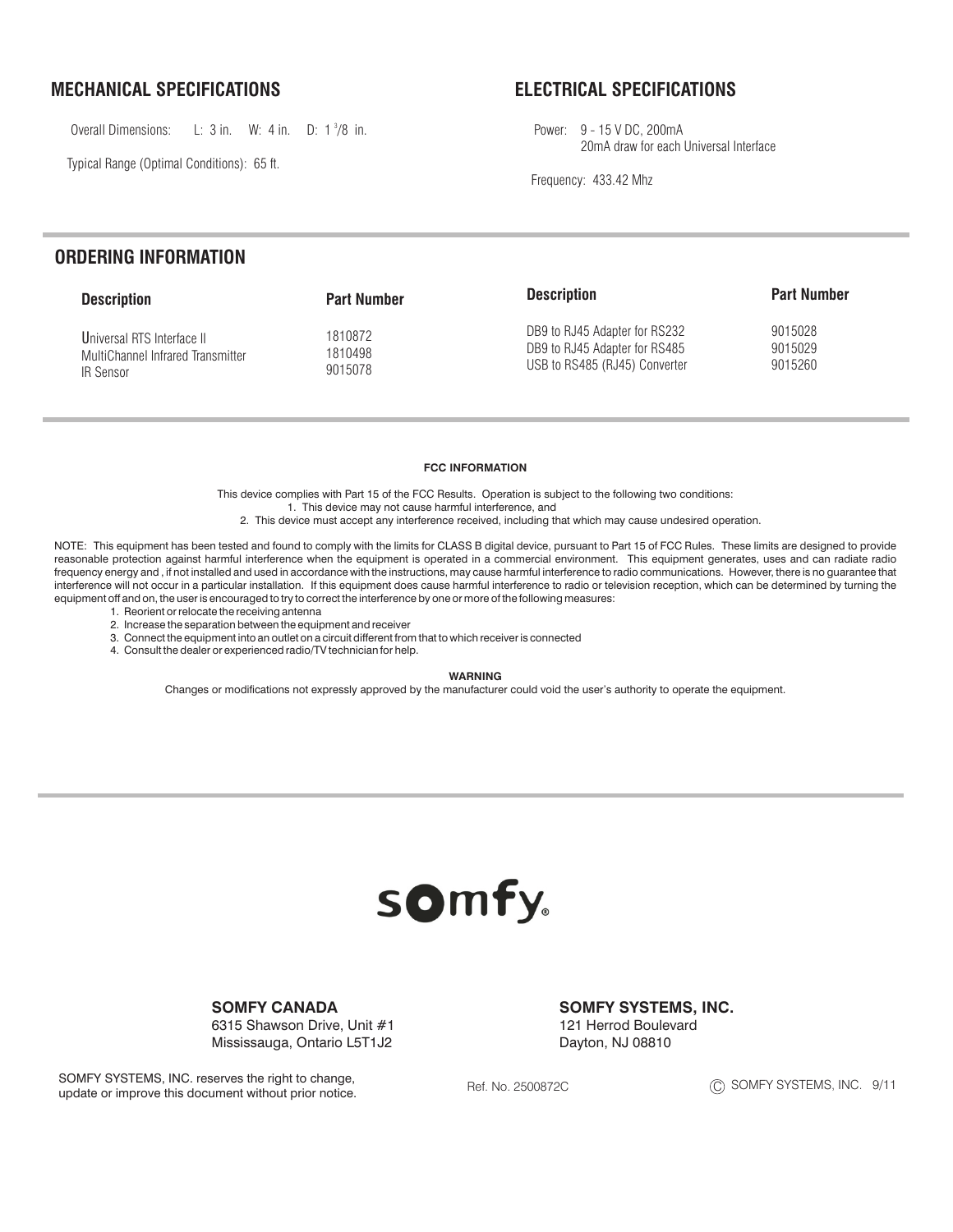## MECHANICAL SPECIFICATIONS

Overall Dimensions: L: 3 in. W: 4 in. D: 1 3/8 in.

Typical Range (Optimal Conditions): 65 ft.

## ELECTRICAL SPECIFICATIONS

Power: 9 - 15 V DC, 200mA
20mA draw for each Universal Interface

Frequency: 433.42 Mhz

## ORDERING INFORMATION

| Description | Part Number |
|---|---|
| Universal RTS Interface II | 1810872 |
| MultiChannel Infrared Transmitter | 1810498 |
| IR Sensor | 9015078 |
| DB9 to RJ45 Adapter for RS232 | 9015028 |
| DB9 to RJ45 Adapter for RS485 | 9015029 |
| USB to RS485 (RJ45) Converter | 9015260 |

**FCC INFORMATION**

This device complies with Part 15 of the FCC Results. Operation is subject to the following two conditions:

1. This device may not cause harmful interference, and
2. This device must accept any interference received, including that which may cause undesired operation.

NOTE: This equipment has been tested and found to comply with the limits for CLASS B digital device, pursuant to Part 15 of FCC Rules. These limits are designed to provide reasonable protection against harmful interference when the equipment is operated in a commercial environment. This equipment generates, uses and can radiate radio frequency energy and , if not installed and used in accordance with the instructions, may cause harmful interference to radio communications. However, there is no guarantee that interference will not occur in a particular installation. If this equipment does cause harmful interference to radio or television reception, which can be determined by turning the equipment off and on, the user is encouraged to try to correct the interference by one or more of the following measures:

1. Reorient or relocate the receiving antenna
2. Increase the separation between the equipment and receiver
3. Connect the equipment into an outlet on a circuit different from that to which receiver is connected
4. Consult the dealer or experienced radio/TV technician for help.

**WARNING**

Changes or modifications not expressly approved by the manufacturer could void the user's authority to operate the equipment.

somfy®

**SOMFY CANADA**
6315 Shawson Drive, Unit #1
Mississauga, Ontario L5T1J2

**SOMFY SYSTEMS, INC.**
121 Herrod Boulevard
Dayton, NJ 08810

SOMFY SYSTEMS, INC. reserves the right to change, update or improve this document without prior notice.

Ref. No. 2500872C

© SOMFY SYSTEMS, INC. 9/11